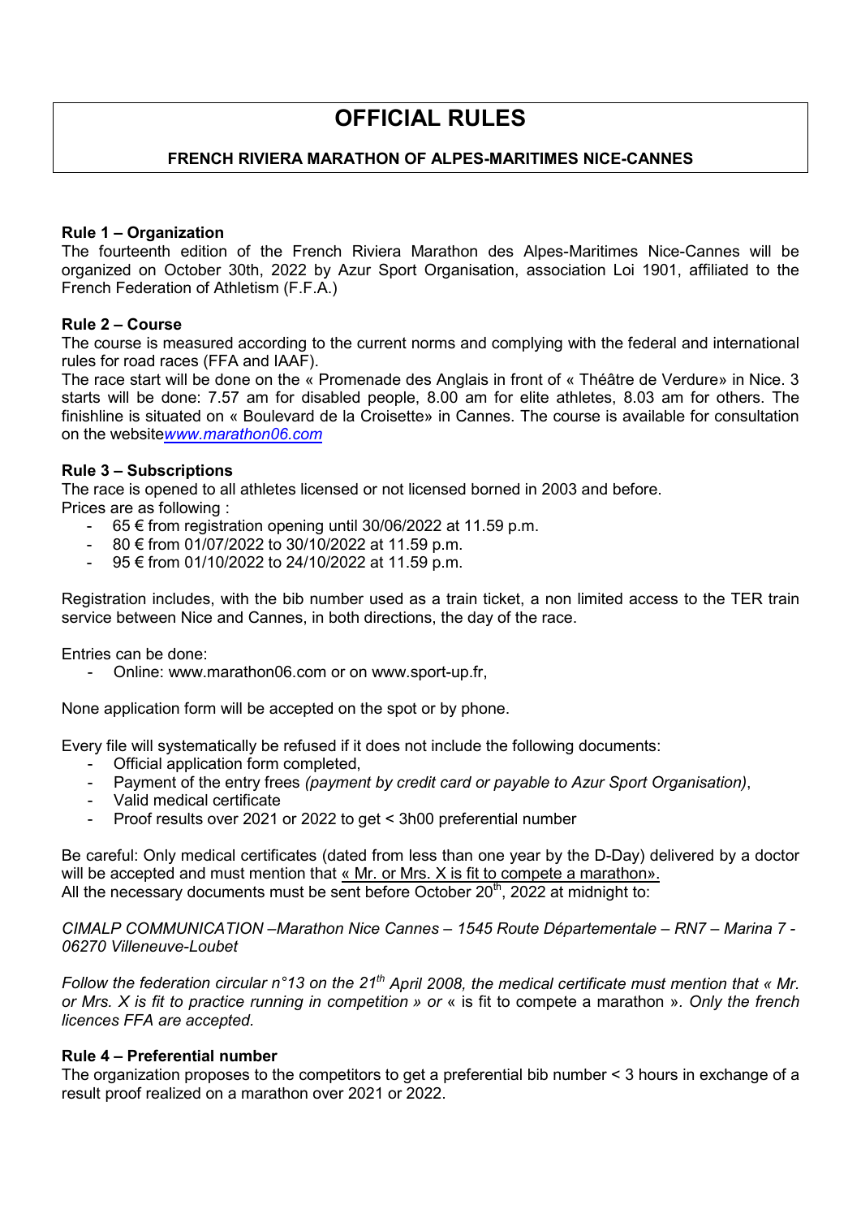# OFFICIAL RULES

## FRENCH RIVIERA MARATHON OF ALPES-MARITIMES NICE-CANNES

### Rule 1 – Organization

The fourteenth edition of the French Riviera Marathon des Alpes-Maritimes Nice-Cannes will be organized on October 30th, 2022 by Azur Sport Organisation, association Loi 1901, affiliated to the French Federation of Athletism (F.F.A.)

### Rule 2 – Course

The course is measured according to the current norms and complying with the federal and international rules for road races (FFA and IAAF).

The race start will be done on the « Promenade des Anglais in front of « Théâtre de Verdure» in Nice. 3 starts will be done: 7.57 am for disabled people, 8.00 am for elite athletes, 8.03 am for others. The finishline is situated on « Boulevard de la Croisette» in Cannes. The course is available for consultation on the website*www.marathon06.com*

### Rule 3 – Subscriptions

The race is opened to all athletes licensed or not licensed borned in 2003 and before.

Prices are as following :

- 65 € from registration opening until 30/06/2022 at 11.59 p.m.
- 80 € from 01/07/2022 to 30/10/2022 at 11.59 p.m.
- 95 € from 01/10/2022 to 24/10/2022 at 11.59 p.m.

Registration includes, with the bib number used as a train ticket, a non limited access to the TER train service between Nice and Cannes, in both directions, the day of the race.

Entries can be done:

- Online: www.marathon06.com or on www.sport-up.fr,

None application form will be accepted on the spot or by phone.

Every file will systematically be refused if it does not include the following documents:

- Official application form completed,
- Payment of the entry frees *(payment by credit card or payable to Azur Sport Organisation)*,
- Valid medical certificate
- Proof results over 2021 or 2022 to get < 3h00 preferential number

Be careful: Only medical certificates (dated from less than one year by the D-Day) delivered by a doctor will be accepted and must mention that « Mr. or Mrs. X is fit to compete a marathon».

All the necessary documents must be sent before October 20th, 2022 at midnight to:

*CIMALP COMMUNICATION –Marathon Nice Cannes – 1545 Route Départementale – RN7 – Marina 7 - 06270 Villeneuve-Loubet*

*Follow the federation circular n°13 on the 21th April 2008, the medical certificate must mention that « Mr. or Mrs. X is fit to practice running in competition » or* « is fit to compete a marathon ». *Only the french licences FFA are accepted.*

### Rule 4 – Preferential number

The organization proposes to the competitors to get a preferential bib number < 3 hours in exchange of a result proof realized on a marathon over 2021 or 2022.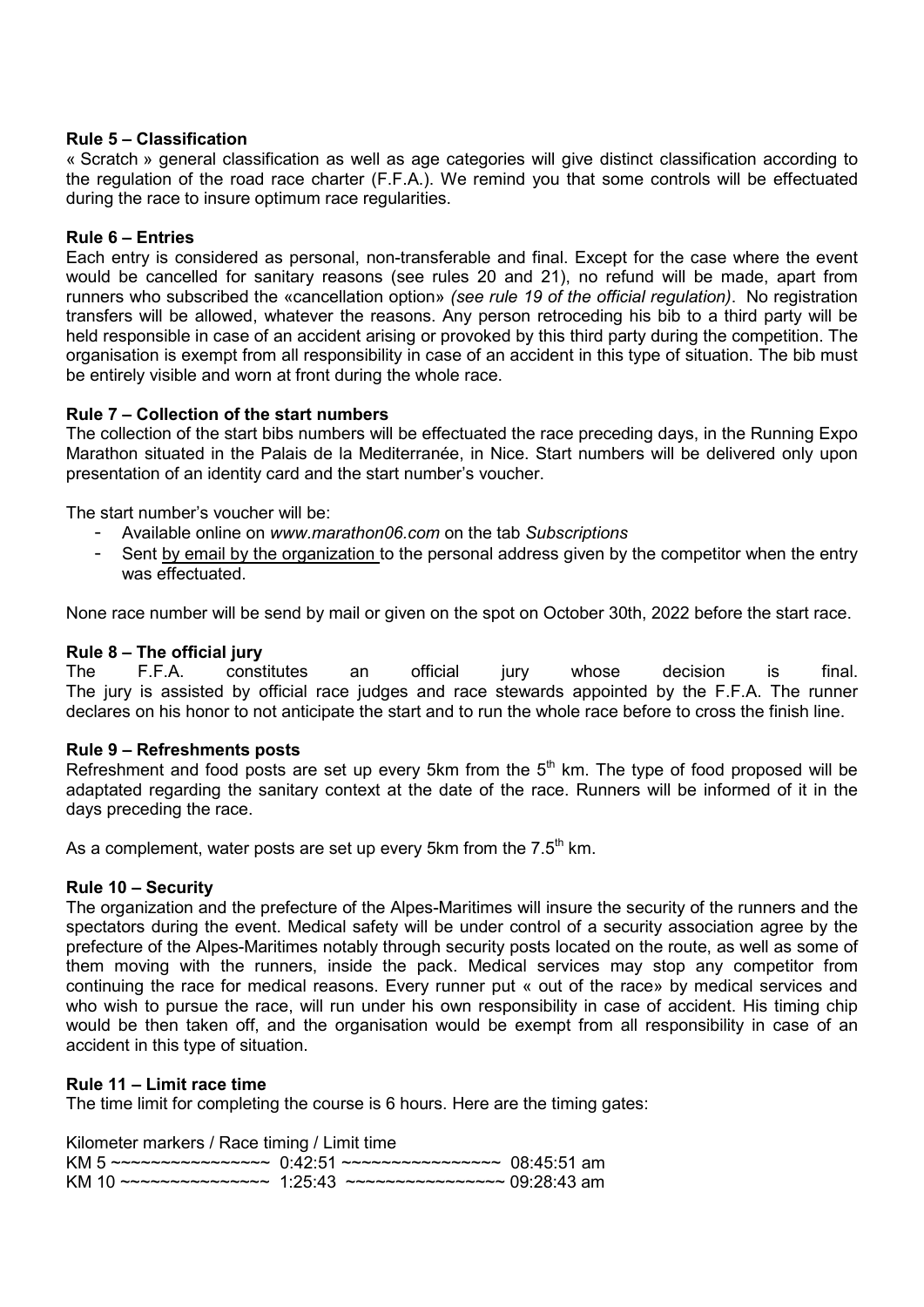**Rule 5 – Classification**

« Scratch » general classification as well as age categories will give distinct classification according to the regulation of the road race charter (F.F.A.). We remind you that some controls will be effectuated during the race to insure optimum race regularities.

**Rule 6 – Entries**

Each entry is considered as personal, non-transferable and final. Except for the case where the event would be cancelled for sanitary reasons (see rules 20 and 21), no refund will be made, apart from runners who subscribed the «cancellation option» *(see rule 19 of the official regulation)*. No registration transfers will be allowed, whatever the reasons. Any person retroceding his bib to a third party will be held responsible in case of an accident arising or provoked by this third party during the competition. The organisation is exempt from all responsibility in case of an accident in this type of situation. The bib must be entirely visible and worn at front during the whole race.

**Rule 7 – Collection of the start numbers**

The collection of the start bibs numbers will be effectuated the race preceding days, in the Running Expo Marathon situated in the Palais de la Mediterranée, in Nice. Start numbers will be delivered only upon presentation of an identity card and the start number's voucher.

The start number's voucher will be:

- Available online on *www.marathon06.com* on the tab *Subscriptions*
- Sent by email by the organization to the personal address given by the competitor when the entry was effectuated.

None race number will be send by mail or given on the spot on October 30th, 2022 before the start race.

**Rule 8 – The official jury**

The F.F.A. constitutes an official jury whose decision is final. The jury is assisted by official race judges and race stewards appointed by the F.F.A. The runner declares on his honor to not anticipate the start and to run the whole race before to cross the finish line.

**Rule 9 – Refreshments posts**

Refreshment and food posts are set up every 5km from the 5th km. The type of food proposed will be adaptated regarding the sanitary context at the date of the race. Runners will be informed of it in the days preceding the race.

As a complement, water posts are set up every 5km from the 7.5th km.

**Rule 10 – Security**

The organization and the prefecture of the Alpes-Maritimes will insure the security of the runners and the spectators during the event. Medical safety will be under control of a security association agree by the prefecture of the Alpes-Maritimes notably through security posts located on the route, as well as some of them moving with the runners, inside the pack. Medical services may stop any competitor from continuing the race for medical reasons. Every runner put « out of the race» by medical services and who wish to pursue the race, will run under his own responsibility in case of accident. His timing chip would be then taken off, and the organisation would be exempt from all responsibility in case of an accident in this type of situation.

**Rule 11 – Limit race time**

The time limit for completing the course is 6 hours. Here are the timing gates:

Kilometer markers / Race timing / Limit time
KM 5 ~~~~~~~~~~~~~~~~ 0:42:51 ~~~~~~~~~~~~~~~~ 08:45:51 am
KM 10 ~~~~~~~~~~~~~~~ 1:25:43 ~~~~~~~~~~~~~~~~ 09:28:43 am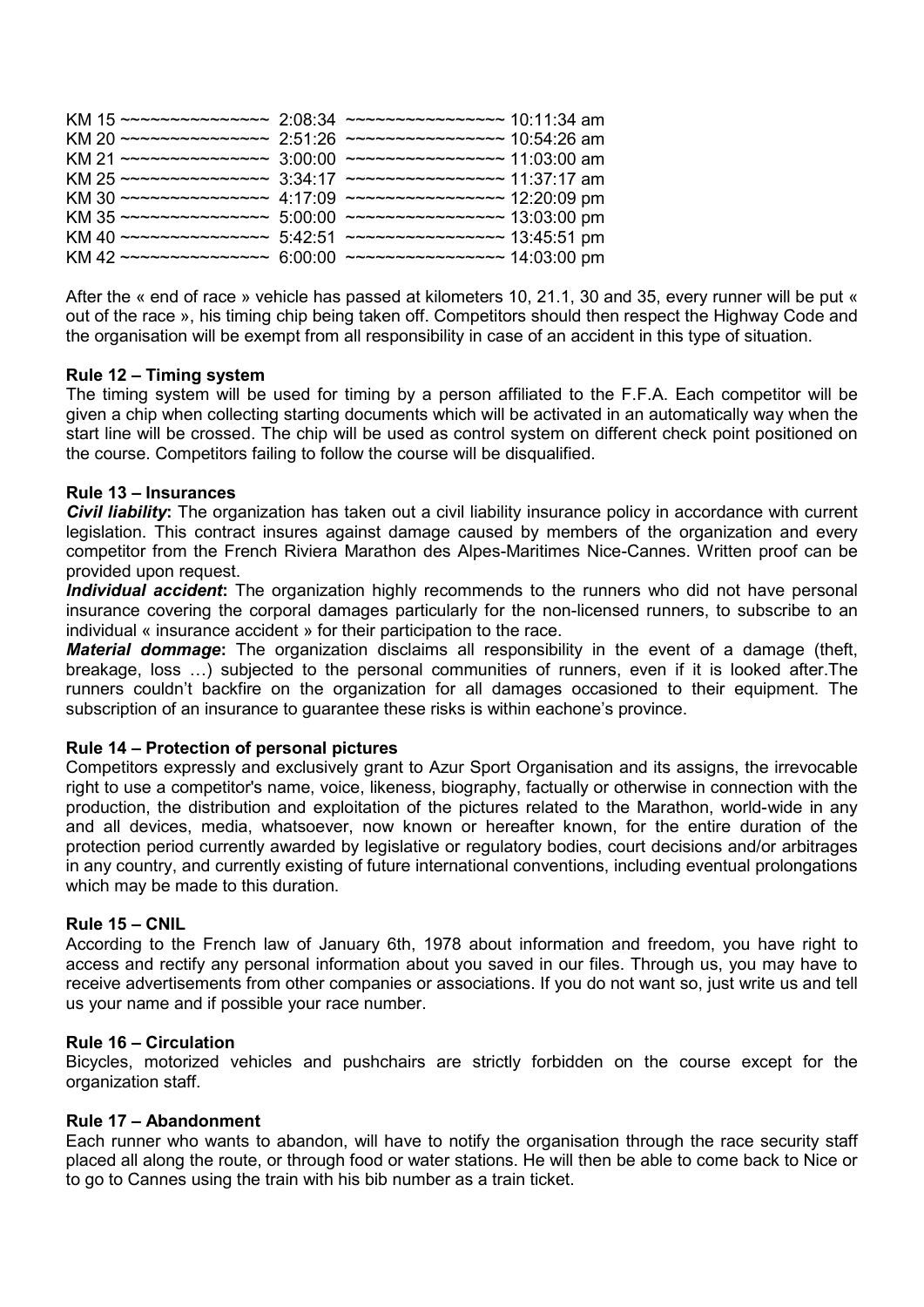KM 15 ~~~~~~~~~~~~~~~ 2:08:34 ~~~~~~~~~~~~~~~~ 10:11:34 am
KM 20 ~~~~~~~~~~~~~~~ 2:51:26 ~~~~~~~~~~~~~~~~ 10:54:26 am
KM 21 ~~~~~~~~~~~~~~~ 3:00:00 ~~~~~~~~~~~~~~~~ 11:03:00 am
KM 25 ~~~~~~~~~~~~~~~ 3:34:17 ~~~~~~~~~~~~~~~~ 11:37:17 am
KM 30 ~~~~~~~~~~~~~~~ 4:17:09 ~~~~~~~~~~~~~~~~ 12:20:09 pm
KM 35 ~~~~~~~~~~~~~~~ 5:00:00 ~~~~~~~~~~~~~~~~ 13:03:00 pm
KM 40 ~~~~~~~~~~~~~~~ 5:42:51 ~~~~~~~~~~~~~~~~ 13:45:51 pm
KM 42 ~~~~~~~~~~~~~~~ 6:00:00 ~~~~~~~~~~~~~~~~ 14:03:00 pm

After the « end of race » vehicle has passed at kilometers 10, 21.1, 30 and 35, every runner will be put « out of the race », his timing chip being taken off. Competitors should then respect the Highway Code and the organisation will be exempt from all responsibility in case of an accident in this type of situation.

**Rule 12 – Timing system**

The timing system will be used for timing by a person affiliated to the F.F.A. Each competitor will be given a chip when collecting starting documents which will be activated in an automatically way when the start line will be crossed. The chip will be used as control system on different check point positioned on the course. Competitors failing to follow the course will be disqualified.

**Rule 13 – Insurances**

***Civil liability*:** The organization has taken out a civil liability insurance policy in accordance with current legislation. This contract insures against damage caused by members of the organization and every competitor from the French Riviera Marathon des Alpes-Maritimes Nice-Cannes. Written proof can be provided upon request.

***Individual accident*:** The organization highly recommends to the runners who did not have personal insurance covering the corporal damages particularly for the non-licensed runners, to subscribe to an individual « insurance accident » for their participation to the race.

***Material dommage*:** The organization disclaims all responsibility in the event of a damage (theft, breakage, loss …) subjected to the personal communities of runners, even if it is looked after.The runners couldn't backfire on the organization for all damages occasioned to their equipment. The subscription of an insurance to guarantee these risks is within eachone's province.

**Rule 14 – Protection of personal pictures**

Competitors expressly and exclusively grant to Azur Sport Organisation and its assigns, the irrevocable right to use a competitor's name, voice, likeness, biography, factually or otherwise in connection with the production, the distribution and exploitation of the pictures related to the Marathon, world-wide in any and all devices, media, whatsoever, now known or hereafter known, for the entire duration of the protection period currently awarded by legislative or regulatory bodies, court decisions and/or arbitrages in any country, and currently existing of future international conventions, including eventual prolongations which may be made to this duration.

**Rule 15 – CNIL**

According to the French law of January 6th, 1978 about information and freedom, you have right to access and rectify any personal information about you saved in our files. Through us, you may have to receive advertisements from other companies or associations. If you do not want so, just write us and tell us your name and if possible your race number.

**Rule 16 – Circulation**

Bicycles, motorized vehicles and pushchairs are strictly forbidden on the course except for the organization staff.

**Rule 17 – Abandonment**

Each runner who wants to abandon, will have to notify the organisation through the race security staff placed all along the route, or through food or water stations. He will then be able to come back to Nice or to go to Cannes using the train with his bib number as a train ticket.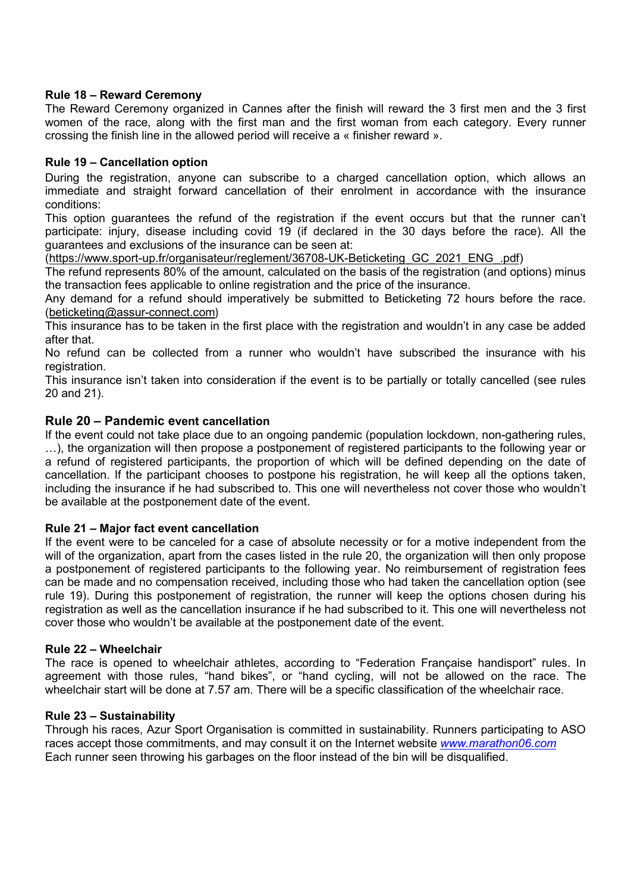### Rule 18 – Reward Ceremony

The Reward Ceremony organized in Cannes after the finish will reward the 3 first men and the 3 first women of the race, along with the first man and the first woman from each category. Every runner crossing the finish line in the allowed period will receive a « finisher reward ».

### Rule 19 – Cancellation option

During the registration, anyone can subscribe to a charged cancellation option, which allows an immediate and straight forward cancellation of their enrolment in accordance with the insurance conditions:

This option guarantees the refund of the registration if the event occurs but that the runner can't participate: injury, disease including covid 19 (if declared in the 30 days before the race). All the guarantees and exclusions of the insurance can be seen at:

(https://www.sport-up.fr/organisateur/reglement/36708-UK-Beticketing_GC_2021_ENG_.pdf)

The refund represents 80% of the amount, calculated on the basis of the registration (and options) minus the transaction fees applicable to online registration and the price of the insurance.

Any demand for a refund should imperatively be submitted to Beticketing 72 hours before the race. (beticketing@assur-connect.com)

This insurance has to be taken in the first place with the registration and wouldn't in any case be added after that.

No refund can be collected from a runner who wouldn't have subscribed the insurance with his registration.

This insurance isn't taken into consideration if the event is to be partially or totally cancelled (see rules 20 and 21).

### Rule 20 – Pandemic event cancellation

If the event could not take place due to an ongoing pandemic (population lockdown, non-gathering rules, …), the organization will then propose a postponement of registered participants to the following year or a refund of registered participants, the proportion of which will be defined depending on the date of cancellation. If the participant chooses to postpone his registration, he will keep all the options taken, including the insurance if he had subscribed to. This one will nevertheless not cover those who wouldn't be available at the postponement date of the event.

### Rule 21 – Major fact event cancellation

If the event were to be canceled for a case of absolute necessity or for a motive independent from the will of the organization, apart from the cases listed in the rule 20, the organization will then only propose a postponement of registered participants to the following year. No reimbursement of registration fees can be made and no compensation received, including those who had taken the cancellation option (see rule 19). During this postponement of registration, the runner will keep the options chosen during his registration as well as the cancellation insurance if he had subscribed to it. This one will nevertheless not cover those who wouldn't be available at the postponement date of the event.

### Rule 22 – Wheelchair

The race is opened to wheelchair athletes, according to "Federation Française handisport" rules. In agreement with those rules, "hand bikes", or "hand cycling, will not be allowed on the race. The wheelchair start will be done at 7.57 am. There will be a specific classification of the wheelchair race.

### Rule 23 – Sustainability

Through his races, Azur Sport Organisation is committed in sustainability. Runners participating to ASO races accept those commitments, and may consult it on the Internet website *www.marathon06.com*

Each runner seen throwing his garbages on the floor instead of the bin will be disqualified.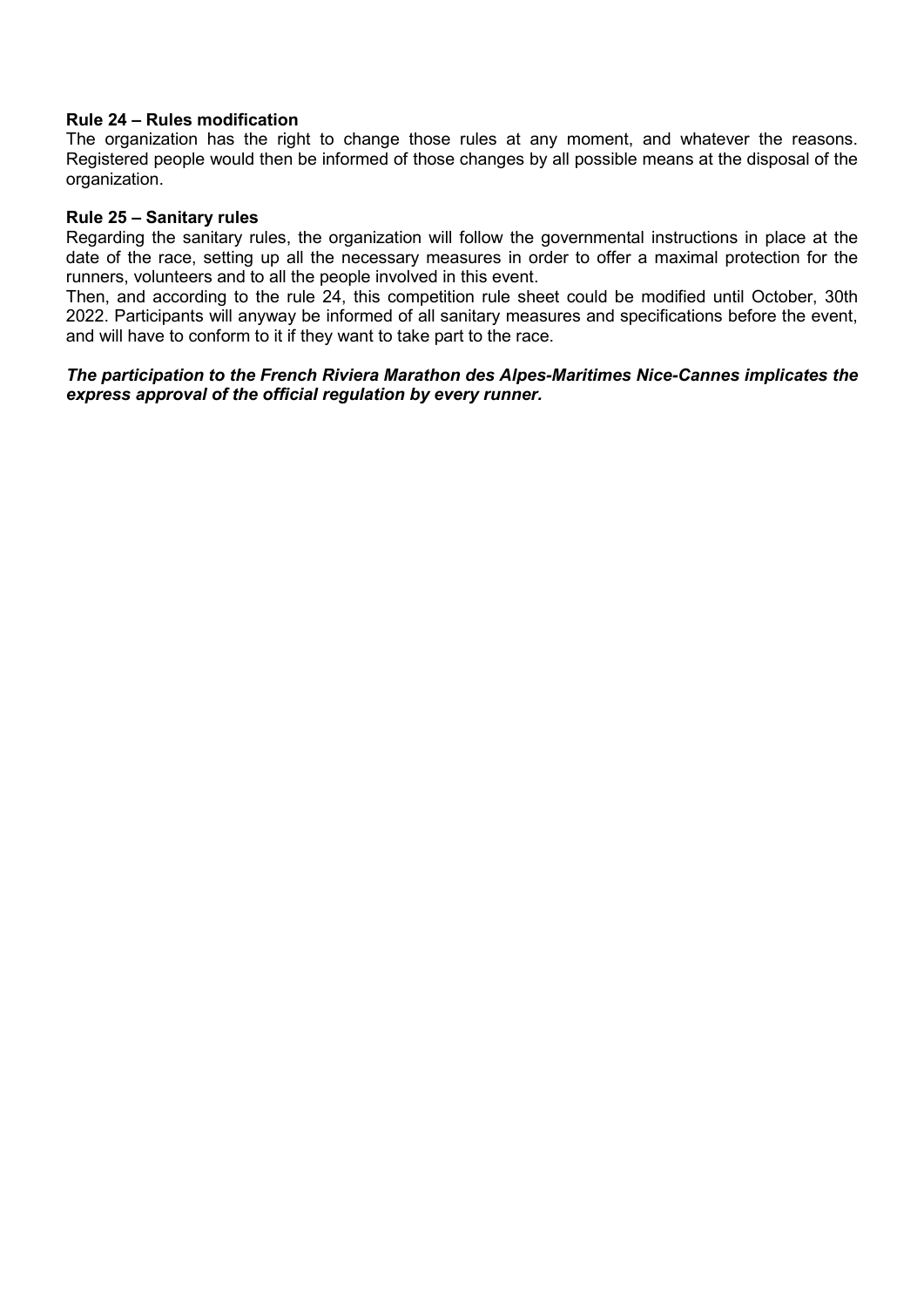**Rule 24 – Rules modification**
The organization has the right to change those rules at any moment, and whatever the reasons. Registered people would then be informed of those changes by all possible means at the disposal of the organization.

**Rule 25 – Sanitary rules**
Regarding the sanitary rules, the organization will follow the governmental instructions in place at the date of the race, setting up all the necessary measures in order to offer a maximal protection for the runners, volunteers and to all the people involved in this event.
Then, and according to the rule 24, this competition rule sheet could be modified until October, 30th 2022. Participants will anyway be informed of all sanitary measures and specifications before the event, and will have to conform to it if they want to take part to the race.

***The participation to the French Riviera Marathon des Alpes-Maritimes Nice-Cannes implicates the express approval of the official regulation by every runner.***